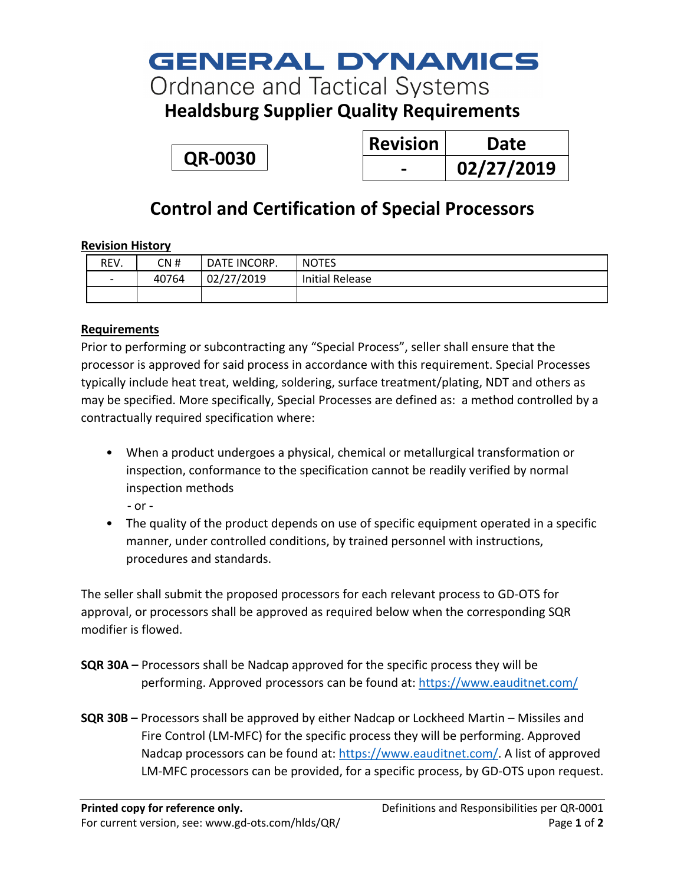# GENERAL DYNAMICS
Ordnance and Tactical Systems

## Healdsburg Supplier Quality Requirements

**QR-0030**

| Revision | Date |
|---|---|
| - | 02/27/2019 |

# Control and Certification of Special Processors

**Revision History**

| REV. | CN # | DATE INCORP. | NOTES |
|---|---|---|---|
| - | 40764 | 02/27/2019 | Initial Release |
| | | | |

**Requirements**

Prior to performing or subcontracting any "Special Process", seller shall ensure that the processor is approved for said process in accordance with this requirement. Special Processes typically include heat treat, welding, soldering, surface treatment/plating, NDT and others as may be specified. More specifically, Special Processes are defined as: a method controlled by a contractually required specification where:

- When a product undergoes a physical, chemical or metallurgical transformation or inspection, conformance to the specification cannot be readily verified by normal inspection methods
  - or -
- The quality of the product depends on use of specific equipment operated in a specific manner, under controlled conditions, by trained personnel with instructions, procedures and standards.

The seller shall submit the proposed processors for each relevant process to GD-OTS for approval, or processors shall be approved as required below when the corresponding SQR modifier is flowed.

**SQR 30A –** Processors shall be Nadcap approved for the specific process they will be performing. Approved processors can be found at: https://www.eauditnet.com/

**SQR 30B –** Processors shall be approved by either Nadcap or Lockheed Martin – Missiles and Fire Control (LM-MFC) for the specific process they will be performing. Approved Nadcap processors can be found at: https://www.eauditnet.com/. A list of approved LM-MFC processors can be provided, for a specific process, by GD-OTS upon request.

**Printed copy for reference only.**
For current version, see: www.gd-ots.com/hlds/QR/

Definitions and Responsibilities per QR-0001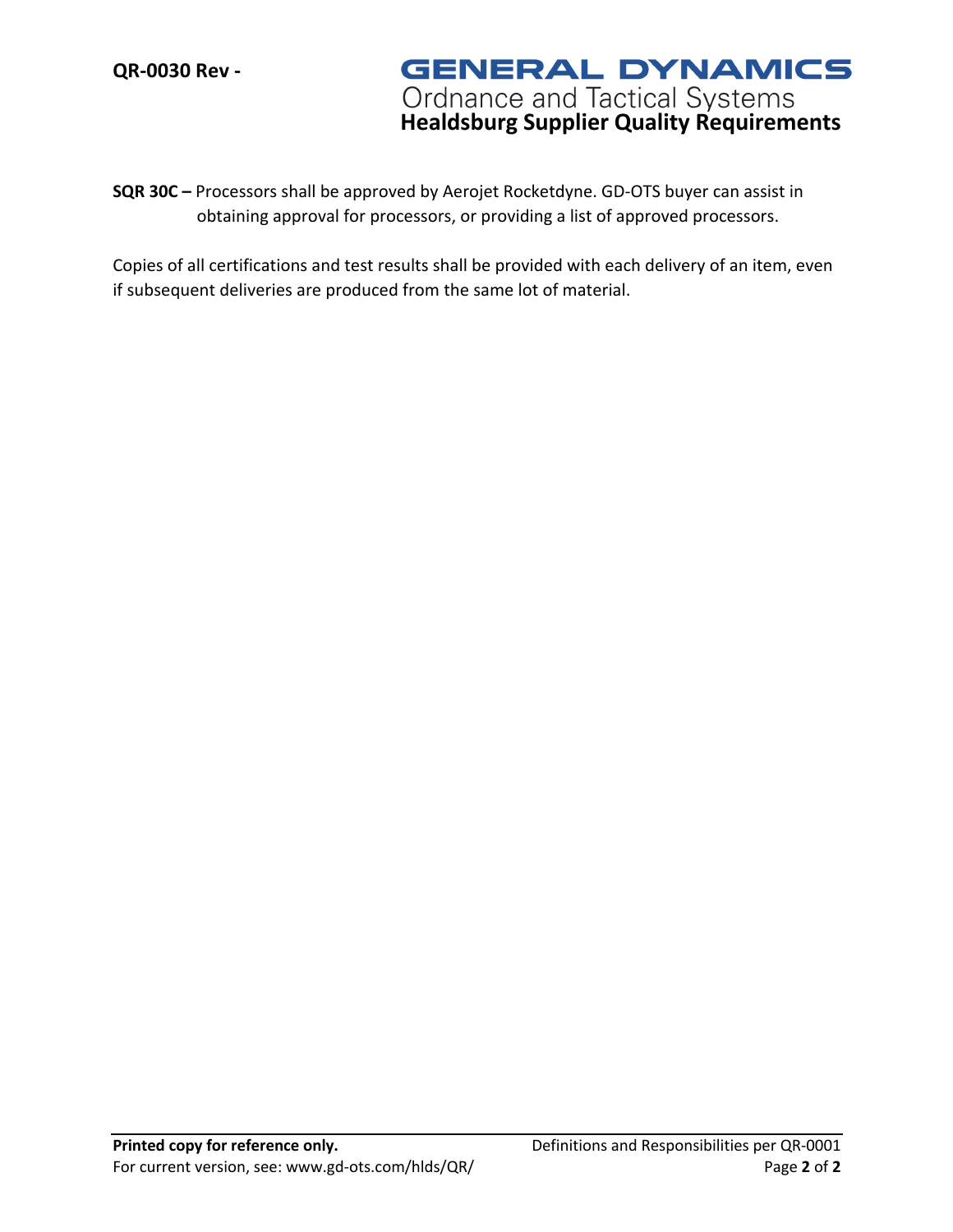**SQR 30C –** Processors shall be approved by Aerojet Rocketdyne. GD-OTS buyer can assist in obtaining approval for processors, or providing a list of approved processors.

Copies of all certifications and test results shall be provided with each delivery of an item, even if subsequent deliveries are produced from the same lot of material.